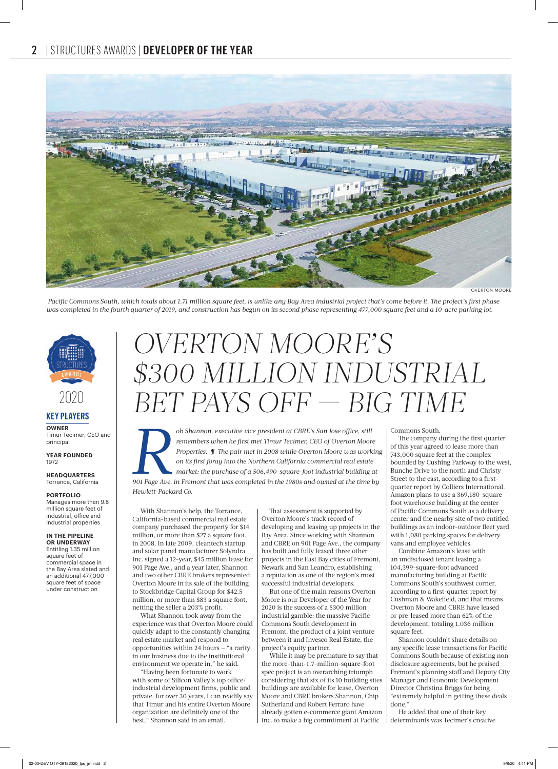Pacific Commons South, which totals about 1.71 million square feet, is unlike any Bay Area industrial project that's come before it. The project's first phase was completed in the fourth quarter of 2019, and construction has begun on its second phase representing 477,000 square feet and a 10-acre parking lot.

STRUCTURES AWARDS 2020

## KEY PLAYERS

**OWNER**
Timur Tecimer, CEO and principal

**YEAR FOUNDED**
1972

**HEADQUARTERS**
Torrance, California

**PORTFOLIO**
Manages more than 9.8 million square feet of industrial, office and industrial properties

**IN THE PIPELINE OR UNDERWAY**
Entitling 1.35 million square feet of commercial space in the Bay Area slated and an additional 477,000 square feet of space under construction

# OVERTON MOORE'S $300 MILLION INDUSTRIAL BET PAYS OFF — BIG TIME

*Rob Shannon, executive vice president at CBRE's San Jose office, still remembers when he first met Timur Tecimer, CEO of Overton Moore Properties. ¶ The pair met in 2008 while Overton Moore was working on its first foray into the Northern California commercial real estate market: the purchase of a 506,490-square-foot industrial building at 901 Page Ave. in Fremont that was completed in the 1980s and owned at the time by Hewlett-Packard Co.*

With Shannon's help, the Torrance, California-based commercial real estate company purchased the property for $14 million, or more than $27 a square foot, in 2008. In late 2009, cleantech startup and solar panel manufacturer Solyndra Inc. signed a 12-year, $45 million lease for 901 Page Ave., and a year later, Shannon and two other CBRE brokers represented Overton Moore in its sale of the building to Stockbridge Capital Group for $42.5 million, or more than $83 a square foot, netting the seller a 203% profit.

What Shannon took away from the experience was that Overton Moore could quickly adapt to the constantly changing real estate market and respond to opportunities within 24 hours – "a rarity in our business due to the institutional environment we operate in," he said.

"Having been fortunate to work with some of Silicon Valley's top office/industrial development firms, public and private, for over 30 years, I can readily say that Timur and his entire Overton Moore organization are definitely one of the best," Shannon said in an email.

That assessment is supported by Overton Moore's track record of developing and leasing up projects in the Bay Area. Since working with Shannon and CBRE on 901 Page Ave., the company has built and fully leased three other projects in the East Bay cities of Fremont, Newark and San Leandro, establishing a reputation as one of the region's most successful industrial developers.

But one of the main reasons Overton Moore is our Developer of the Year for 2020 is the success of a $300 million industrial gamble: the massive Pacific Commons South development in Fremont, the product of a joint venture between it and Invesco Real Estate, the project's equity partner.

While it may be premature to say that the more-than-1.7-million-square-foot spec project is an overarching triumph considering that six of its 10 building sites buildings are available for lease, Overton Moore and CBRE brokers Shannon, Chip Sutherland and Robert Ferraro have already gotten e-commerce giant Amazon Inc. to make a big commitment at Pacific Commons South.

The company during the first quarter of this year agreed to lease more than 743,000 square feet at the complex bounded by Cushing Parkway to the west, Bunche Drive to the north and Christy Street to the east, according to a first-quarter report by Colliers International. Amazon plans to use a 369,180-square-foot warehouse building at the center of Pacific Commons South as a delivery center and the nearby site of two entitled buildings as an indoor-outdoor fleet yard with 1,080 parking spaces for delivery vans and employee vehicles.

Combine Amazon's lease with an undisclosed tenant leasing a 104,399-square-foot advanced manufacturing building at Pacific Commons South's southwest corner, according to a first-quarter report by Cushman & Wakefield, and that means Overton Moore and CBRE have leased or pre-leased more than 62% of the development, totaling 1.036 million square feet.

Shannon couldn't share details on any specific lease transactions for Pacific Commons South because of existing non-disclosure agreements, but he praised Fremont's planning staff and Deputy City Manager and Economic Development Director Christina Briggs for being "extremely helpful in getting these deals done."

He added that one of their key determinants was Tecimer's creative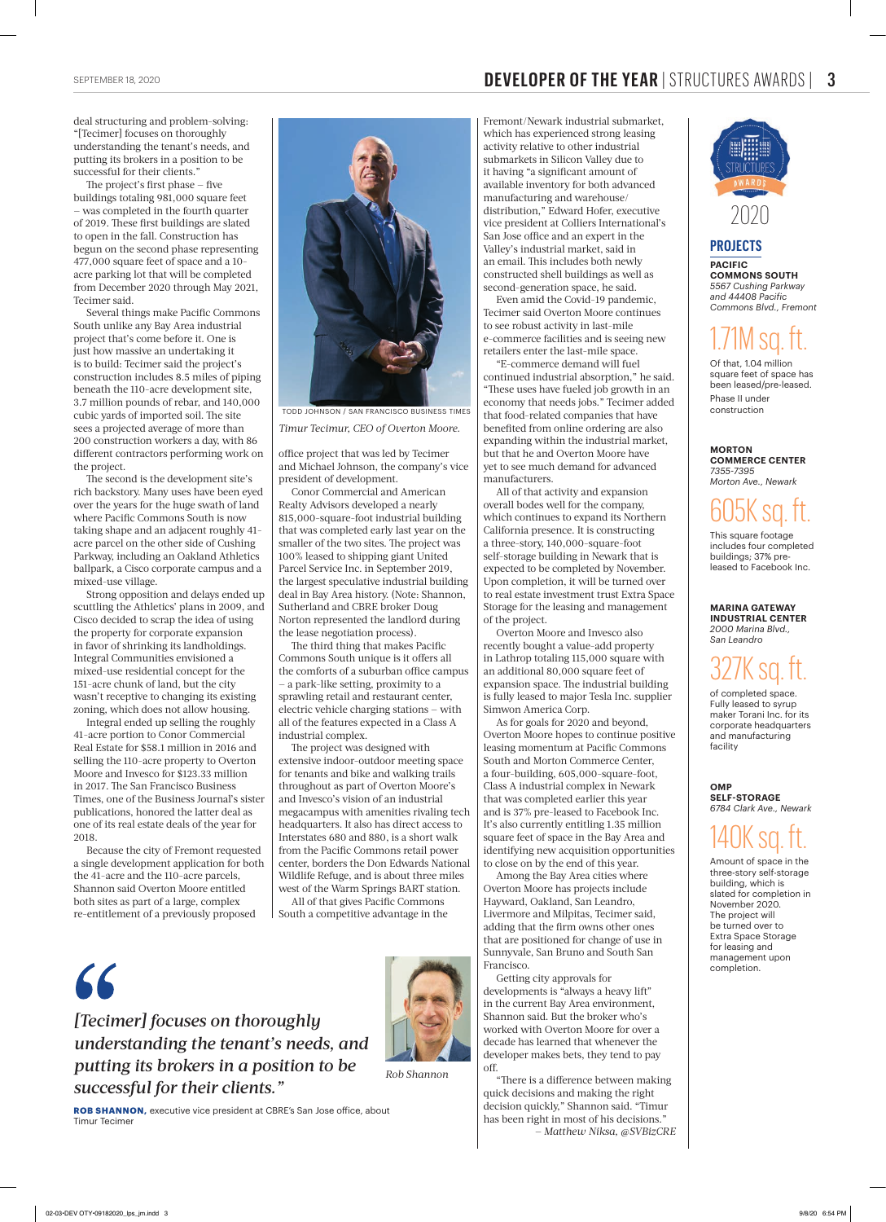deal structuring and problem-solving: "[Tecimer] focuses on thoroughly understanding the tenant's needs, and putting its brokers in a position to be successful for their clients."

The project's first phase – five buildings totaling 981,000 square feet – was completed in the fourth quarter of 2019. These first buildings are slated to open in the fall. Construction has begun on the second phase representing 477,000 square feet of space and a 10-acre parking lot that will be completed from December 2020 through May 2021, Tecimer said.

Several things make Pacific Commons South unlike any Bay Area industrial project that's come before it. One is just how massive an undertaking it is to build: Tecimer said the project's construction includes 8.5 miles of piping beneath the 110-acre development site, 3.7 million pounds of rebar, and 140,000 cubic yards of imported soil. The site sees a projected average of more than 200 construction workers a day, with 86 different contractors performing work on the project.

The second is the development site's rich backstory. Many uses have been eyed over the years for the huge swath of land where Pacific Commons South is now taking shape and an adjacent roughly 41-acre parcel on the other side of Cushing Parkway, including an Oakland Athletics ballpark, a Cisco corporate campus and a mixed-use village.

Strong opposition and delays ended up scuttling the Athletics' plans in 2009, and Cisco decided to scrap the idea of using the property for corporate expansion in favor of shrinking its landholdings. Integral Communities envisioned a mixed-use residential concept for the 151-acre chunk of land, but the city wasn't receptive to changing its existing zoning, which does not allow housing.

Integral ended up selling the roughly 41-acre portion to Conor Commercial Real Estate for $58.1 million in 2016 and selling the 110-acre property to Overton Moore and Invesco for $123.33 million in 2017. The San Francisco Business Times, one of the Business Journal's sister publications, honored the latter deal as one of its real estate deals of the year for 2018.

Because the city of Fremont requested a single development application for both the 41-acre and the 110-acre parcels, Shannon said Overton Moore entitled both sites as part of a large, complex re-entitlement of a previously proposed office project that was led by Tecimer and Michael Johnson, the company's vice president of development.

TODD JOHNSON / SAN FRANCISCO BUSINESS TIMES

*Timur Tecimur, CEO of Overton Moore.*

Conor Commercial and American Realty Advisors developed a nearly 815,000-square-foot industrial building that was completed early last year on the smaller of the two sites. The project was 100% leased to shipping giant United Parcel Service Inc. in September 2019, the largest speculative industrial building deal in Bay Area history. (Note: Shannon, Sutherland and CBRE broker Doug Norton represented the landlord during the lease negotiation process).

The third thing that makes Pacific Commons South unique is it offers all the comforts of a suburban office campus – a park-like setting, proximity to a sprawling retail and restaurant center, electric vehicle charging stations – with all of the features expected in a Class A industrial complex.

The project was designed with extensive indoor-outdoor meeting space for tenants and bike and walking trails throughout as part of Overton Moore's and Invesco's vision of an industrial megacampus with amenities rivaling tech headquarters. It also has direct access to Interstates 680 and 880, is a short walk from the Pacific Commons retail power center, borders the Don Edwards National Wildlife Refuge, and is about three miles west of the Warm Springs BART station.

All of that gives Pacific Commons South a competitive advantage in the Fremont/Newark industrial submarket, which has experienced strong leasing activity relative to other industrial submarkets in Silicon Valley due to it having "a significant amount of available inventory for both advanced manufacturing and warehouse/distribution," Edward Hofer, executive vice president at Colliers International's San Jose office and an expert in the Valley's industrial market, said in an email. This includes both newly constructed shell buildings as well as second-generation space, he said.

Even amid the Covid-19 pandemic, Tecimer said Overton Moore continues to see robust activity in last-mile e-commerce facilities and is seeing new retailers enter the last-mile space.

"E-commerce demand will fuel continued industrial absorption," he said. "These uses have fueled job growth in an economy that needs jobs." Tecimer added that food-related companies that have benefited from online ordering are also expanding within the industrial market, but that he and Overton Moore have yet to see much demand for advanced manufacturers.

All of that activity and expansion overall bodes well for the company, which continues to expand its Northern California presence. It is constructing a three-story, 140,000-square-foot self-storage building in Newark that is expected to be completed by November. Upon completion, it will be turned over to real estate investment trust Extra Space Storage for the leasing and management of the project.

Overton Moore and Invesco also recently bought a value-add property in Lathrop totaling 115,000 square with an additional 80,000 square feet of expansion space. The industrial building is fully leased to major Tesla Inc. supplier Simwon America Corp.

As for goals for 2020 and beyond, Overton Moore hopes to continue positive leasing momentum at Pacific Commons South and Morton Commerce Center, a four-building, 605,000-square-foot, Class A industrial complex in Newark that was completed earlier this year and is 37% pre-leased to Facebook Inc. It's also currently entitling 1.35 million square feet of space in the Bay Area and identifying new acquisition opportunities to close on by the end of this year.

Among the Bay Area cities where Overton Moore has projects include Hayward, Oakland, San Leandro, Livermore and Milpitas, Tecimer said, adding that the firm owns other ones that are positioned for change of use in Sunnyvale, San Bruno and South San Francisco.

Getting city approvals for developments is "always a heavy lift" in the current Bay Area environment, Shannon said. But the broker who's worked with Overton Moore for over a decade has learned that whenever the developer makes bets, they tend to pay off.

"There is a difference between making quick decisions and making the right decision quickly," Shannon said. "Timur has been right in most of his decisions."

*– Matthew Niksa, @SVBizCRE*

> *[Tecimer] focuses on thoroughly understanding the tenant's needs, and putting its brokers in a position to be successful for their clients."*
>
> **ROB SHANNON,** executive vice president at CBRE's San Jose office, about Timur Tecimer

*Rob Shannon*

STRUCTURES AWARDS 2020

## PROJECTS

**PACIFIC COMMONS SOUTH**
*5567 Cushing Parkway and 44408 Pacific Commons Blvd., Fremont*

1.71M sq. ft.

Of that, 1.04 million square feet of space has been leased/pre-leased.

Phase II under construction

**MORTON COMMERCE CENTER**
*7355-7395 Morton Ave., Newark*

605K sq. ft.

This square footage includes four completed buildings; 37% pre-leased to Facebook Inc.

**MARINA GATEWAY INDUSTRIAL CENTER**
*2000 Marina Blvd., San Leandro*

327K sq. ft.

of completed space. Fully leased to syrup maker Torani Inc. for its corporate headquarters and manufacturing facility

**OMP SELF-STORAGE**
*6784 Clark Ave., Newark*

140K sq. ft.

Amount of space in the three-story self-storage building, which is slated for completion in November 2020. The project will be turned over to Extra Space Storage for leasing and management upon completion.